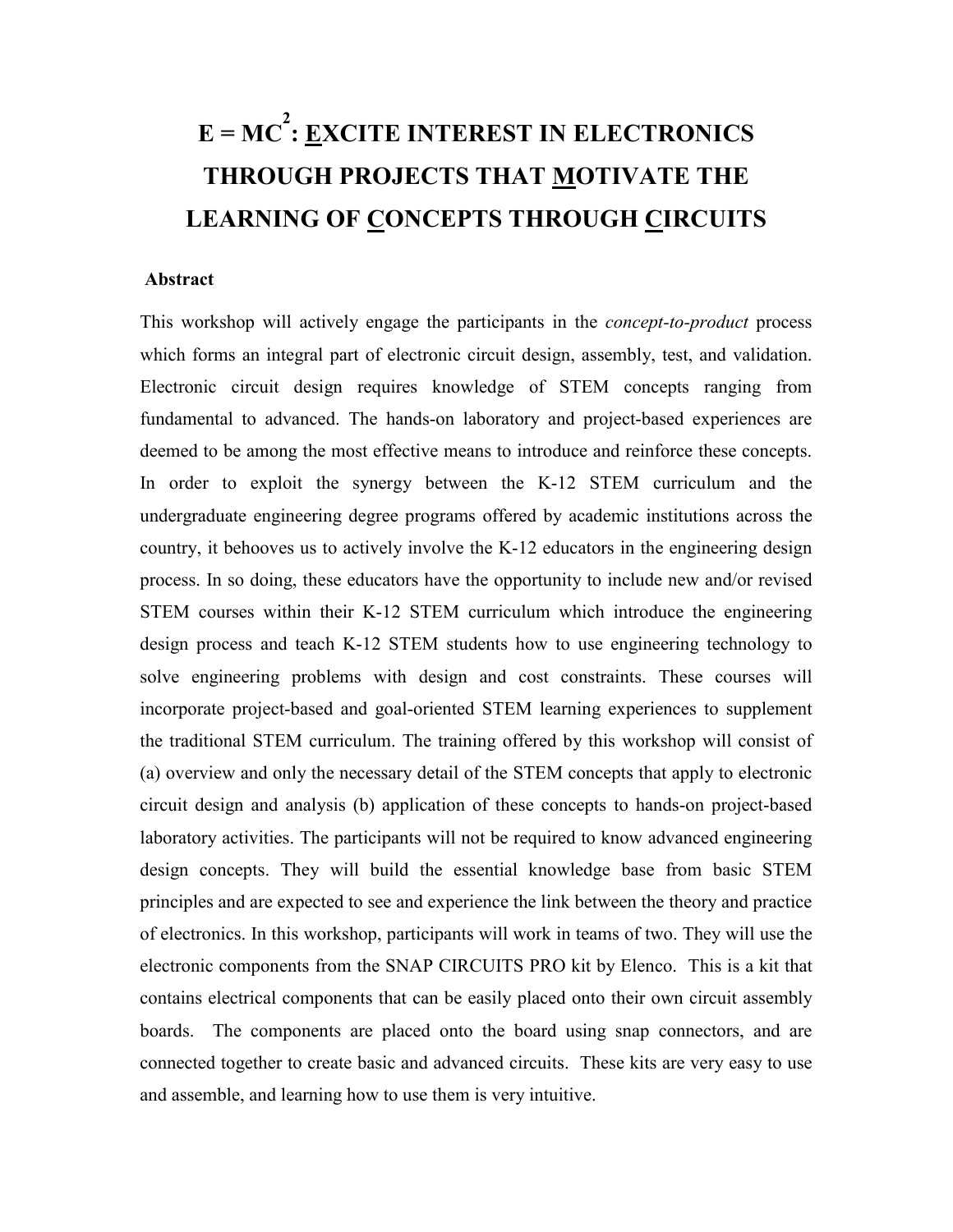# E = MC$^2$: <u>E</u>XCITE INTEREST IN ELECTRONICS THROUGH PROJECTS THAT <u>M</u>OTIVATE THE LEARNING OF <u>C</u>ONCEPTS THROUGH <u>C</u>IRCUITS

**Abstract**

This workshop will actively engage the participants in the *concept-to-product* process which forms an integral part of electronic circuit design, assembly, test, and validation. Electronic circuit design requires knowledge of STEM concepts ranging from fundamental to advanced. The hands-on laboratory and project-based experiences are deemed to be among the most effective means to introduce and reinforce these concepts. In order to exploit the synergy between the K-12 STEM curriculum and the undergraduate engineering degree programs offered by academic institutions across the country, it behooves us to actively involve the K-12 educators in the engineering design process. In so doing, these educators have the opportunity to include new and/or revised STEM courses within their K-12 STEM curriculum which introduce the engineering design process and teach K-12 STEM students how to use engineering technology to solve engineering problems with design and cost constraints. These courses will incorporate project-based and goal-oriented STEM learning experiences to supplement the traditional STEM curriculum. The training offered by this workshop will consist of (a) overview and only the necessary detail of the STEM concepts that apply to electronic circuit design and analysis (b) application of these concepts to hands-on project-based laboratory activities. The participants will not be required to know advanced engineering design concepts. They will build the essential knowledge base from basic STEM principles and are expected to see and experience the link between the theory and practice of electronics. In this workshop, participants will work in teams of two. They will use the electronic components from the SNAP CIRCUITS PRO kit by Elenco. This is a kit that contains electrical components that can be easily placed onto their own circuit assembly boards. The components are placed onto the board using snap connectors, and are connected together to create basic and advanced circuits. These kits are very easy to use and assemble, and learning how to use them is very intuitive.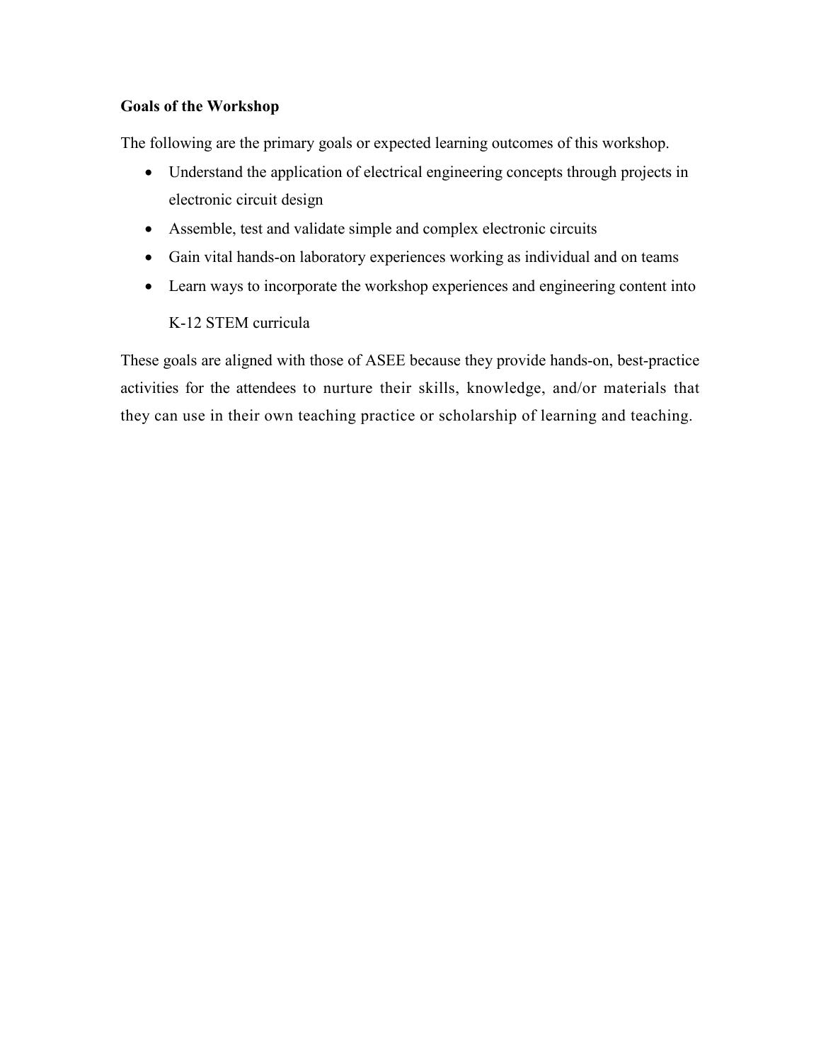**Goals of the Workshop**

The following are the primary goals or expected learning outcomes of this workshop.

- Understand the application of electrical engineering concepts through projects in electronic circuit design
- Assemble, test and validate simple and complex electronic circuits
- Gain vital hands-on laboratory experiences working as individual and on teams
- Learn ways to incorporate the workshop experiences and engineering content into K-12 STEM curricula

These goals are aligned with those of ASEE because they provide hands-on, best-practice activities for the attendees to nurture their skills, knowledge, and/or materials that they can use in their own teaching practice or scholarship of learning and teaching.